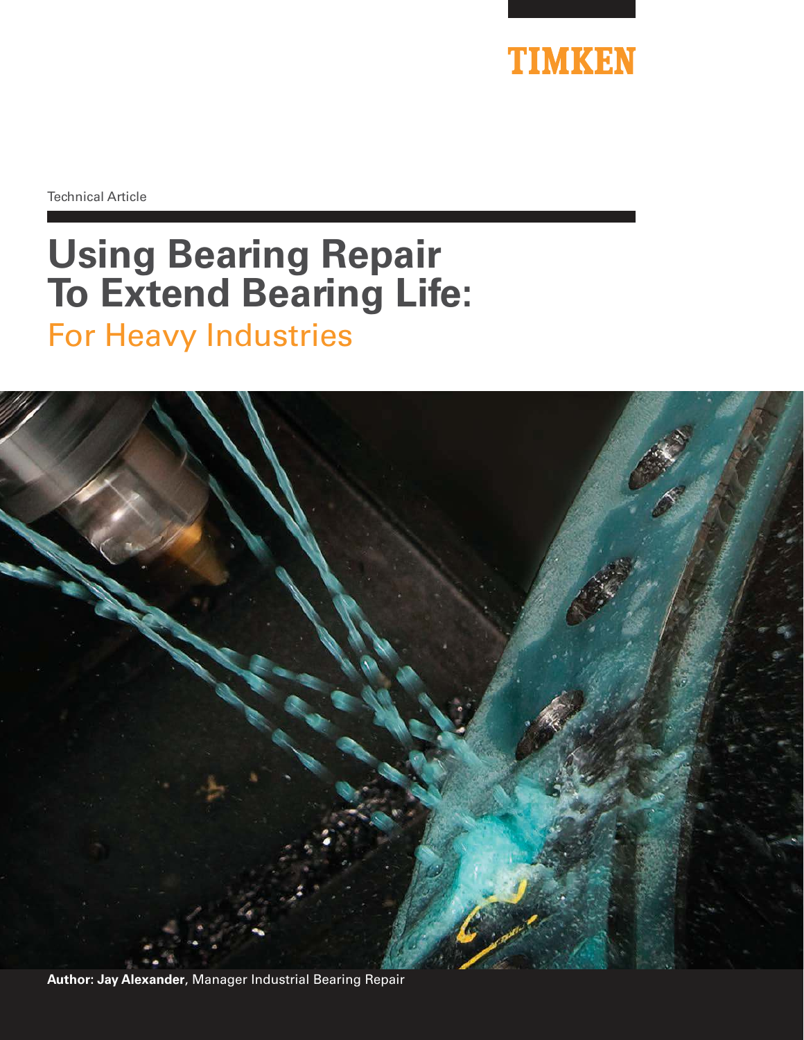TIMKEN

Technical Article

# Using Bearing Repair To Extend Bearing Life:

## For Heavy Industries

**Author: Jay Alexander**, Manager Industrial Bearing Repair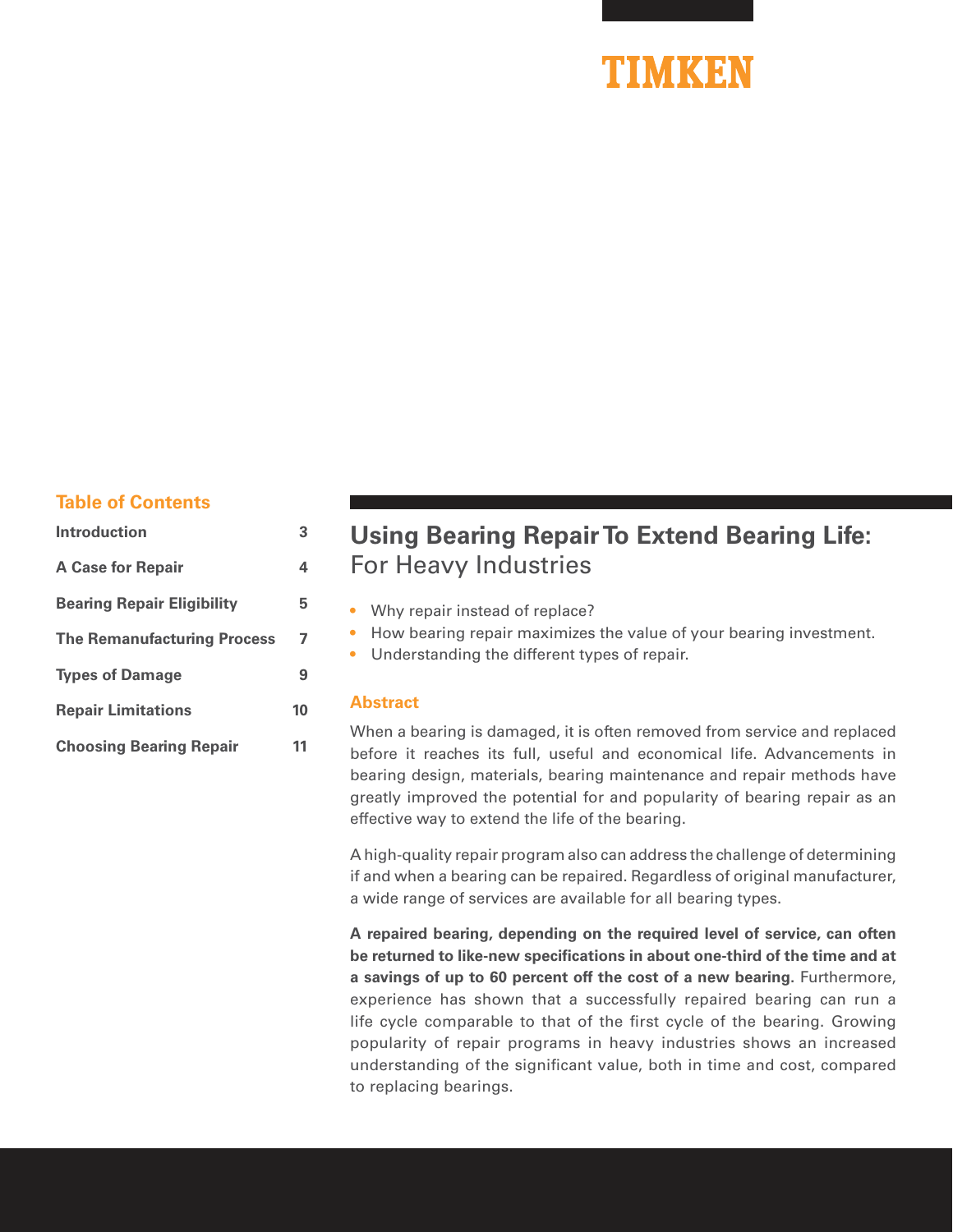TIMKEN

## Table of Contents

| | |
|---|---|
| **Introduction** | 3 |
| **A Case for Repair** | 4 |
| **Bearing Repair Eligibility** | 5 |
| **The Remanufacturing Process** | 7 |
| **Types of Damage** | 9 |
| **Repair Limitations** | 10 |
| **Choosing Bearing Repair** | 11 |

# Using Bearing Repair To Extend Bearing Life: For Heavy Industries

- Why repair instead of replace?
- How bearing repair maximizes the value of your bearing investment.
- Understanding the different types of repair.

## Abstract

When a bearing is damaged, it is often removed from service and replaced before it reaches its full, useful and economical life. Advancements in bearing design, materials, bearing maintenance and repair methods have greatly improved the potential for and popularity of bearing repair as an effective way to extend the life of the bearing.

A high-quality repair program also can address the challenge of determining if and when a bearing can be repaired. Regardless of original manufacturer, a wide range of services are available for all bearing types.

**A repaired bearing, depending on the required level of service, can often be returned to like-new specifications in about one-third of the time and at a savings of up to 60 percent off the cost of a new bearing.** Furthermore, experience has shown that a successfully repaired bearing can run a life cycle comparable to that of the first cycle of the bearing. Growing popularity of repair programs in heavy industries shows an increased understanding of the significant value, both in time and cost, compared to replacing bearings.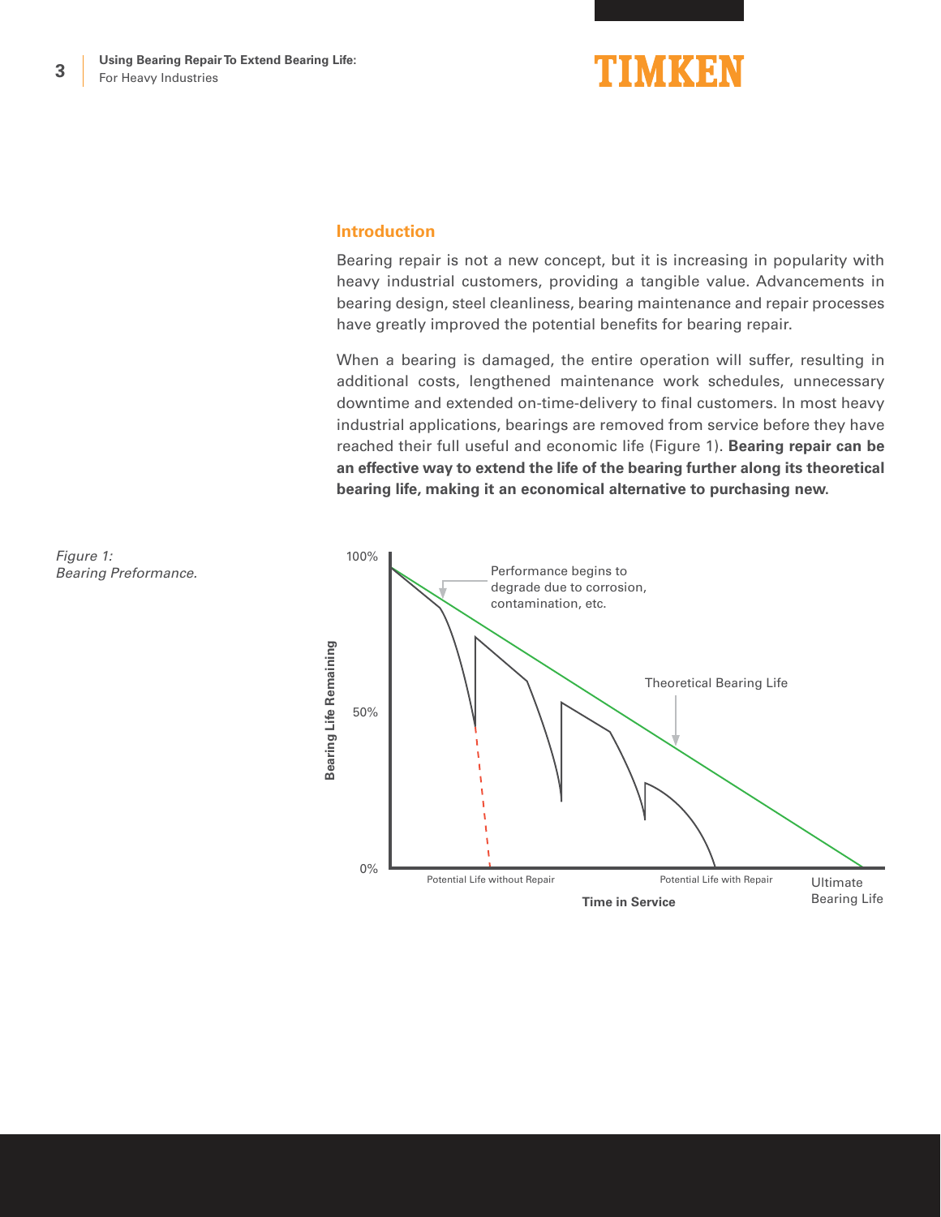## Introduction

Bearing repair is not a new concept, but it is increasing in popularity with heavy industrial customers, providing a tangible value. Advancements in bearing design, steel cleanliness, bearing maintenance and repair processes have greatly improved the potential benefits for bearing repair.

When a bearing is damaged, the entire operation will suffer, resulting in additional costs, lengthened maintenance work schedules, unnecessary downtime and extended on-time-delivery to final customers. In most heavy industrial applications, bearings are removed from service before they have reached their full useful and economic life (Figure 1). **Bearing repair can be an effective way to extend the life of the bearing further along its theoretical bearing life, making it an economical alternative to purchasing new.**

*Figure 1: Bearing Preformance.*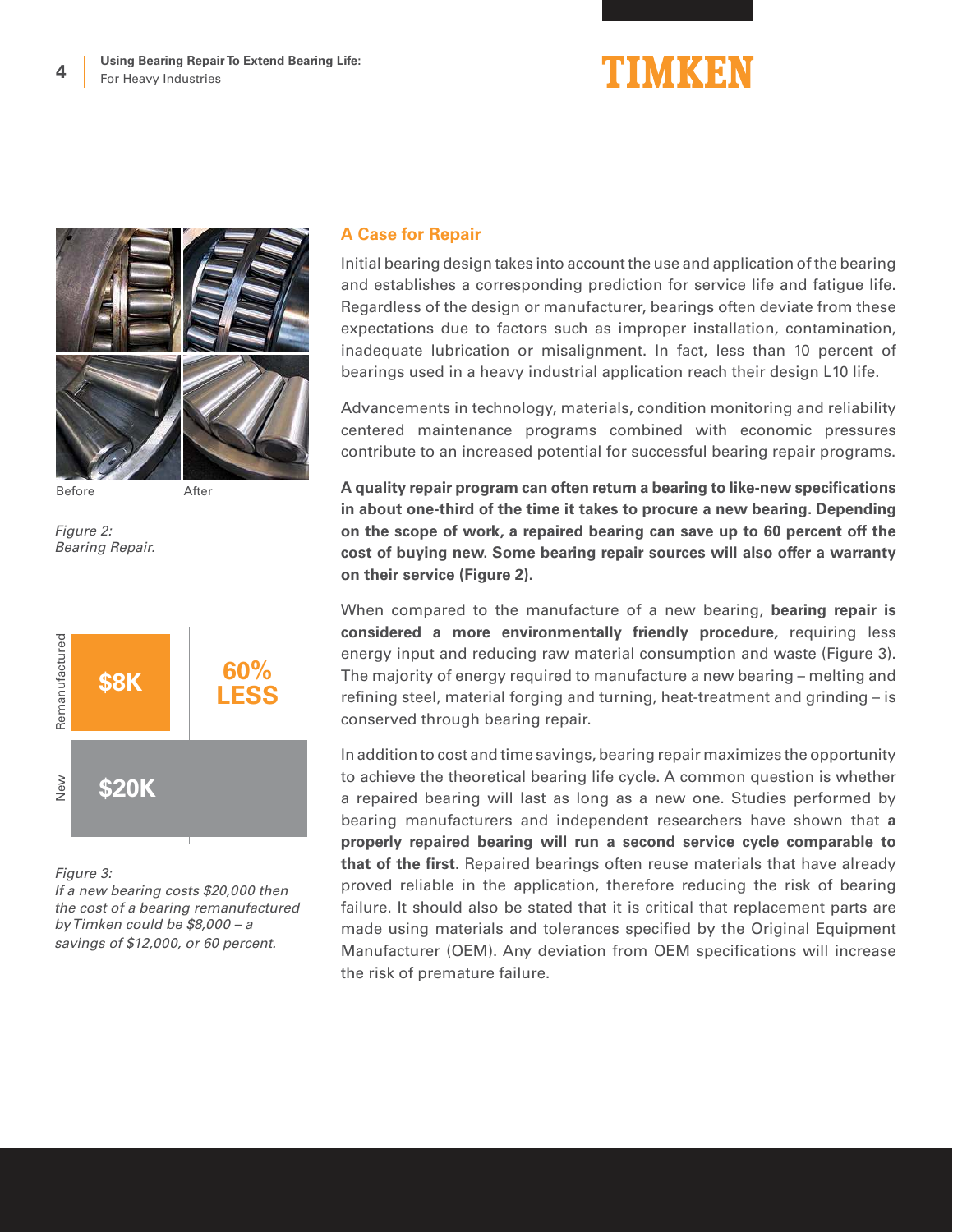Before After

*Figure 2: Bearing Repair.*

Remanufactured $8K — 60% LESS

New $20K

*Figure 3: If a new bearing costs $20,000 then the cost of a bearing remanufactured by Timken could be $8,000 – a savings of $12,000, or 60 percent.*

## A Case for Repair

Initial bearing design takes into account the use and application of the bearing and establishes a corresponding prediction for service life and fatigue life. Regardless of the design or manufacturer, bearings often deviate from these expectations due to factors such as improper installation, contamination, inadequate lubrication or misalignment. In fact, less than 10 percent of bearings used in a heavy industrial application reach their design L10 life.

Advancements in technology, materials, condition monitoring and reliability centered maintenance programs combined with economic pressures contribute to an increased potential for successful bearing repair programs.

**A quality repair program can often return a bearing to like-new specifications in about one-third of the time it takes to procure a new bearing. Depending on the scope of work, a repaired bearing can save up to 60 percent off the cost of buying new. Some bearing repair sources will also offer a warranty on their service (Figure 2).**

When compared to the manufacture of a new bearing, **bearing repair is considered a more environmentally friendly procedure,** requiring less energy input and reducing raw material consumption and waste (Figure 3). The majority of energy required to manufacture a new bearing – melting and refining steel, material forging and turning, heat-treatment and grinding – is conserved through bearing repair.

In addition to cost and time savings, bearing repair maximizes the opportunity to achieve the theoretical bearing life cycle. A common question is whether a repaired bearing will last as long as a new one. Studies performed by bearing manufacturers and independent researchers have shown that **a properly repaired bearing will run a second service cycle comparable to that of the first.** Repaired bearings often reuse materials that have already proved reliable in the application, therefore reducing the risk of bearing failure. It should also be stated that it is critical that replacement parts are made using materials and tolerances specified by the Original Equipment Manufacturer (OEM). Any deviation from OEM specifications will increase the risk of premature failure.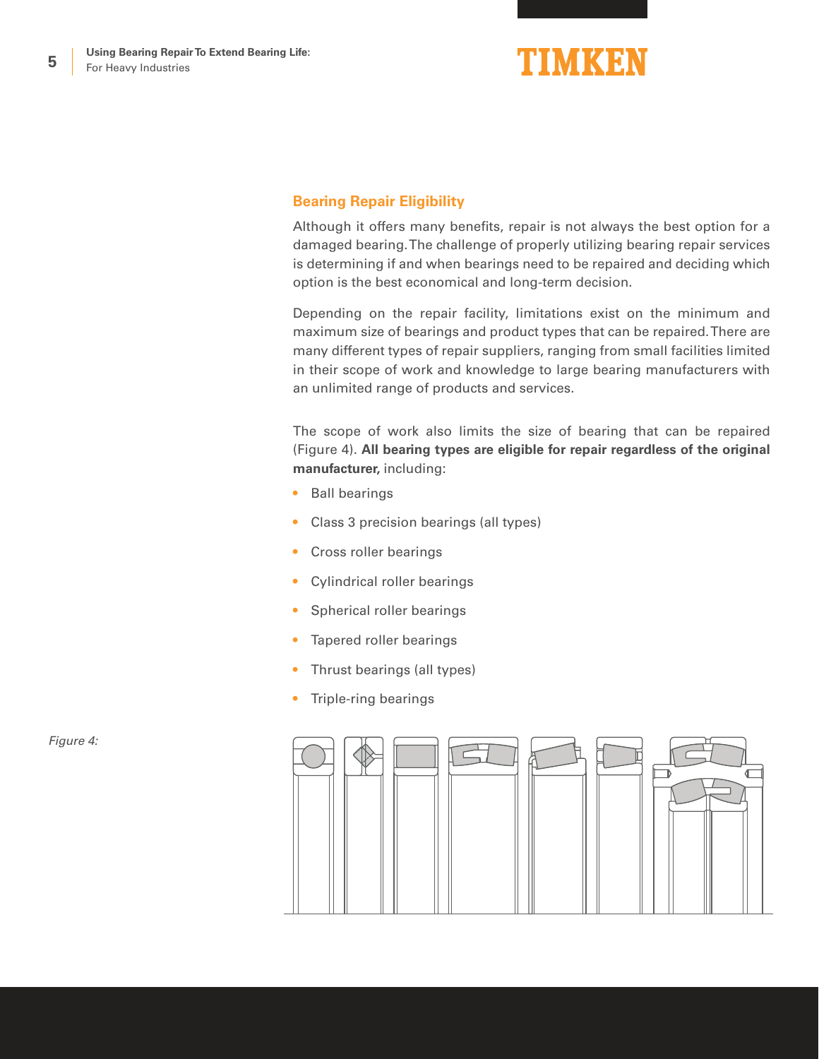## Bearing Repair Eligibility

Although it offers many benefits, repair is not always the best option for a damaged bearing. The challenge of properly utilizing bearing repair services is determining if and when bearings need to be repaired and deciding which option is the best economical and long-term decision.

Depending on the repair facility, limitations exist on the minimum and maximum size of bearings and product types that can be repaired. There are many different types of repair suppliers, ranging from small facilities limited in their scope of work and knowledge to large bearing manufacturers with an unlimited range of products and services.

The scope of work also limits the size of bearing that can be repaired (Figure 4). **All bearing types are eligible for repair regardless of the original manufacturer,** including:

- Ball bearings
- Class 3 precision bearings (all types)
- Cross roller bearings
- Cylindrical roller bearings
- Spherical roller bearings
- Tapered roller bearings
- Thrust bearings (all types)
- Triple-ring bearings

*Figure 4:*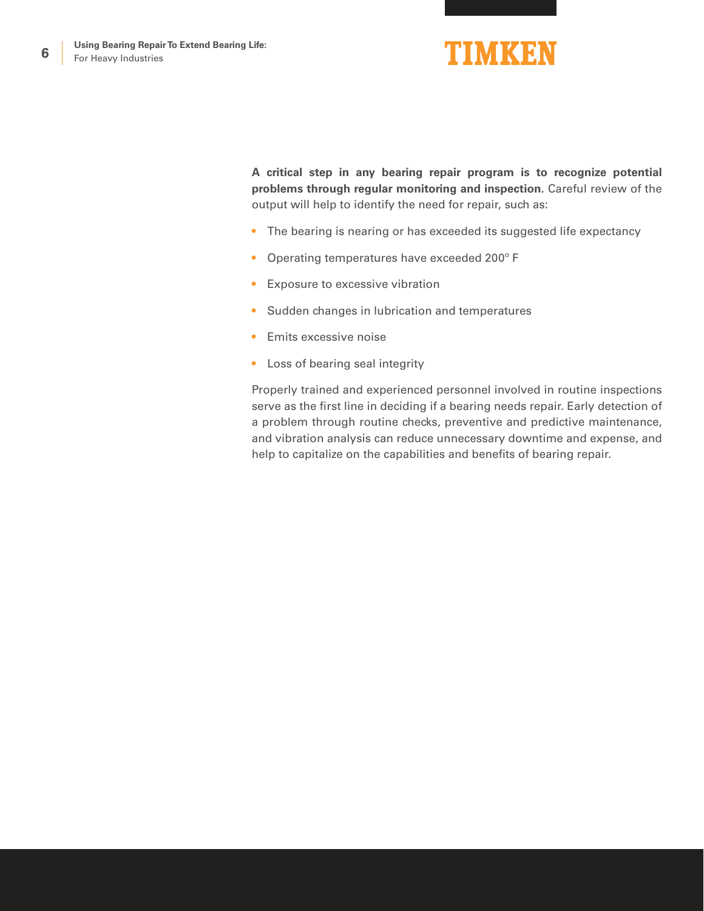**A critical step in any bearing repair program is to recognize potential problems through regular monitoring and inspection**. Careful review of the output will help to identify the need for repair, such as:

- The bearing is nearing or has exceeded its suggested life expectancy
- Operating temperatures have exceeded 200° F
- Exposure to excessive vibration
- Sudden changes in lubrication and temperatures
- Emits excessive noise
- Loss of bearing seal integrity

Properly trained and experienced personnel involved in routine inspections serve as the first line in deciding if a bearing needs repair. Early detection of a problem through routine checks, preventive and predictive maintenance, and vibration analysis can reduce unnecessary downtime and expense, and help to capitalize on the capabilities and benefits of bearing repair.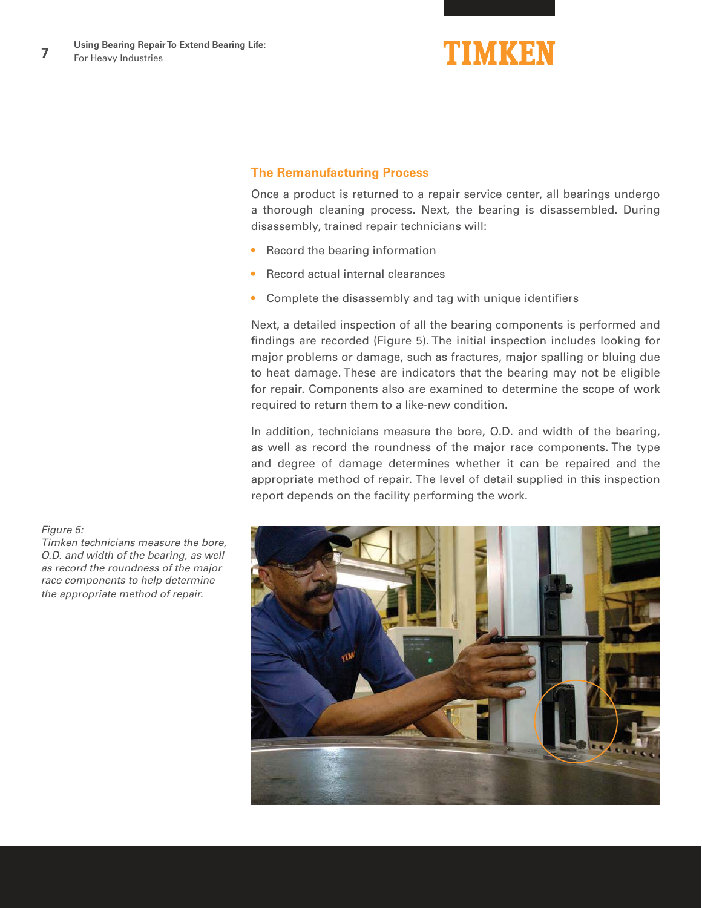## The Remanufacturing Process

Once a product is returned to a repair service center, all bearings undergo a thorough cleaning process. Next, the bearing is disassembled. During disassembly, trained repair technicians will:

- Record the bearing information
- Record actual internal clearances
- Complete the disassembly and tag with unique identifiers

Next, a detailed inspection of all the bearing components is performed and findings are recorded (Figure 5). The initial inspection includes looking for major problems or damage, such as fractures, major spalling or bluing due to heat damage. These are indicators that the bearing may not be eligible for repair. Components also are examined to determine the scope of work required to return them to a like-new condition.

In addition, technicians measure the bore, O.D. and width of the bearing, as well as record the roundness of the major race components. The type and degree of damage determines whether it can be repaired and the appropriate method of repair. The level of detail supplied in this inspection report depends on the facility performing the work.

*Figure 5:*
*Timken technicians measure the bore, O.D. and width of the bearing, as well as record the roundness of the major race components to help determine the appropriate method of repair.*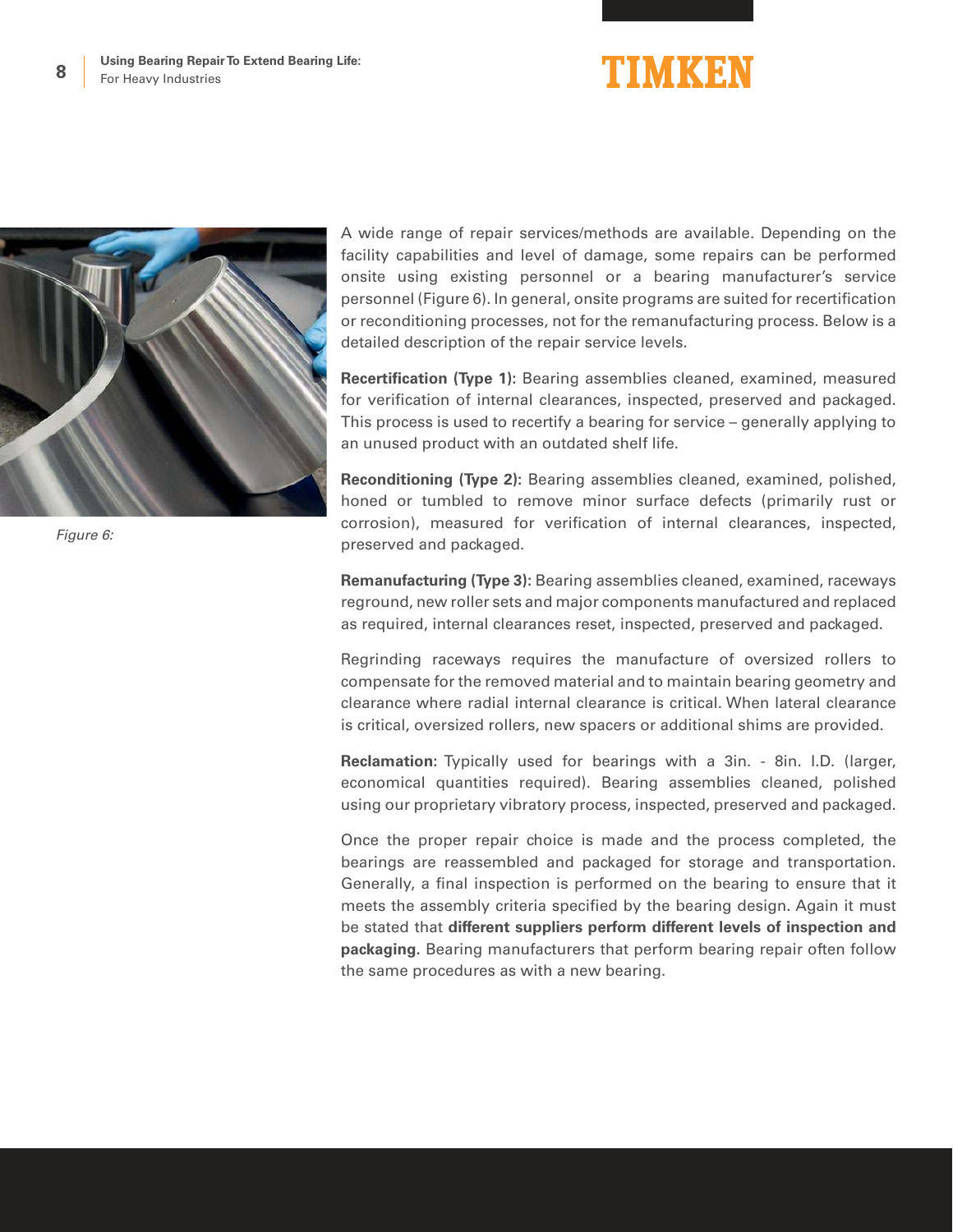Figure 6:

A wide range of repair services/methods are available. Depending on the facility capabilities and level of damage, some repairs can be performed onsite using existing personnel or a bearing manufacturer's service personnel (Figure 6). In general, onsite programs are suited for recertification or reconditioning processes, not for the remanufacturing process. Below is a detailed description of the repair service levels.

**Recertification (Type 1):** Bearing assemblies cleaned, examined, measured for verification of internal clearances, inspected, preserved and packaged. This process is used to recertify a bearing for service – generally applying to an unused product with an outdated shelf life.

**Reconditioning (Type 2):** Bearing assemblies cleaned, examined, polished, honed or tumbled to remove minor surface defects (primarily rust or corrosion), measured for verification of internal clearances, inspected, preserved and packaged.

**Remanufacturing (Type 3):** Bearing assemblies cleaned, examined, raceways reground, new roller sets and major components manufactured and replaced as required, internal clearances reset, inspected, preserved and packaged.

Regrinding raceways requires the manufacture of oversized rollers to compensate for the removed material and to maintain bearing geometry and clearance where radial internal clearance is critical. When lateral clearance is critical, oversized rollers, new spacers or additional shims are provided.

**Reclamation:** Typically used for bearings with a 3in. - 8in. I.D. (larger, economical quantities required). Bearing assemblies cleaned, polished using our proprietary vibratory process, inspected, preserved and packaged.

Once the proper repair choice is made and the process completed, the bearings are reassembled and packaged for storage and transportation. Generally, a final inspection is performed on the bearing to ensure that it meets the assembly criteria specified by the bearing design. Again it must be stated that **different suppliers perform different levels of inspection and packaging.** Bearing manufacturers that perform bearing repair often follow the same procedures as with a new bearing.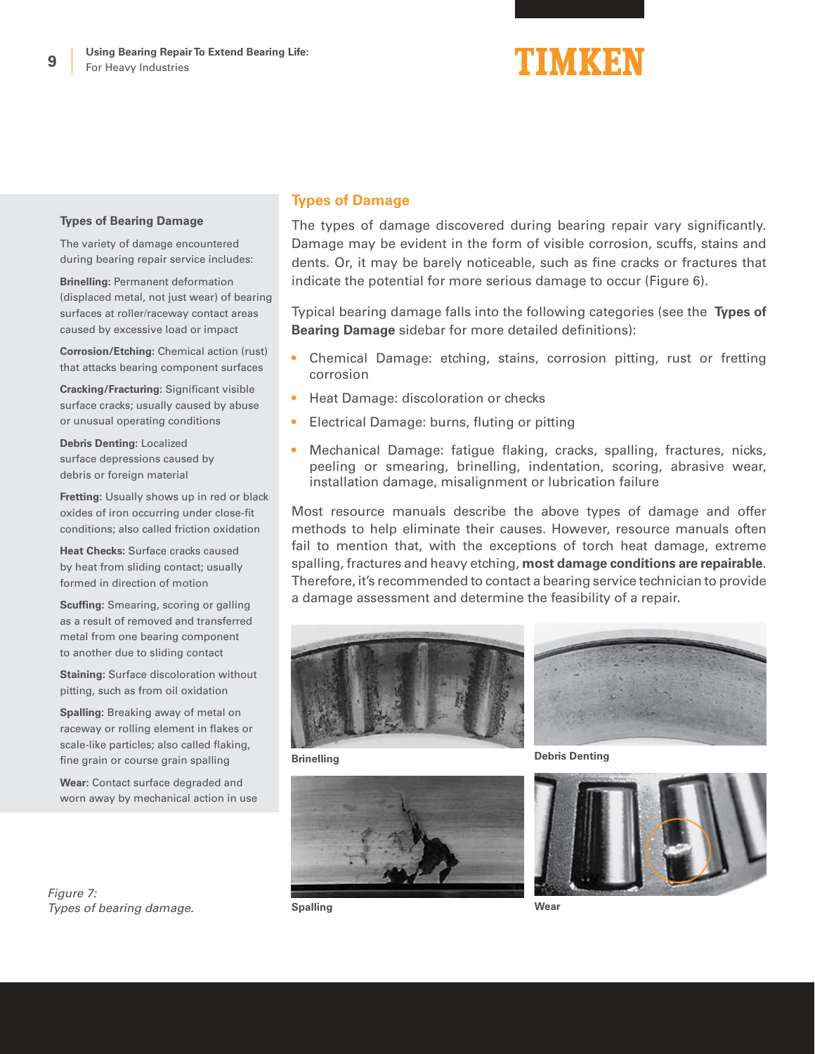## Types of Damage

The types of damage discovered during bearing repair vary significantly. Damage may be evident in the form of visible corrosion, scuffs, stains and dents. Or, it may be barely noticeable, such as fine cracks or fractures that indicate the potential for more serious damage to occur (Figure 6).

Typical bearing damage falls into the following categories (see the **Types of Bearing Damage** sidebar for more detailed definitions):

- Chemical Damage: etching, stains, corrosion pitting, rust or fretting corrosion
- Heat Damage: discoloration or checks
- Electrical Damage: burns, fluting or pitting
- Mechanical Damage: fatigue flaking, cracks, spalling, fractures, nicks, peeling or smearing, brinelling, indentation, scoring, abrasive wear, installation damage, misalignment or lubrication failure

Most resource manuals describe the above types of damage and offer methods to help eliminate their causes. However, resource manuals often fail to mention that, with the exceptions of torch heat damage, extreme spalling, fractures and heavy etching, **most damage conditions are repairable**. Therefore, it's recommended to contact a bearing service technician to provide a damage assessment and determine the feasibility of a repair.

### Types of Bearing Damage

The variety of damage encountered during bearing repair service includes:

**Brinelling:** Permanent deformation (displaced metal, not just wear) of bearing surfaces at roller/raceway contact areas caused by excessive load or impact

**Corrosion/Etching:** Chemical action (rust) that attacks bearing component surfaces

**Cracking/Fracturing:** Significant visible surface cracks; usually caused by abuse or unusual operating conditions

**Debris Denting:** Localized surface depressions caused by debris or foreign material

**Fretting:** Usually shows up in red or black oxides of iron occurring under close-fit conditions; also called friction oxidation

**Heat Checks:** Surface cracks caused by heat from sliding contact; usually formed in direction of motion

**Scuffing:** Smearing, scoring or galling as a result of removed and transferred metal from one bearing component to another due to sliding contact

**Staining:** Surface discoloration without pitting, such as from oil oxidation

**Spalling:** Breaking away of metal on raceway or rolling element in flakes or scale-like particles; also called flaking, fine grain or course grain spalling

**Wear:** Contact surface degraded and worn away by mechanical action in use

Brinelling

Debris Denting

Spalling

Wear

*Figure 7: Types of bearing damage.*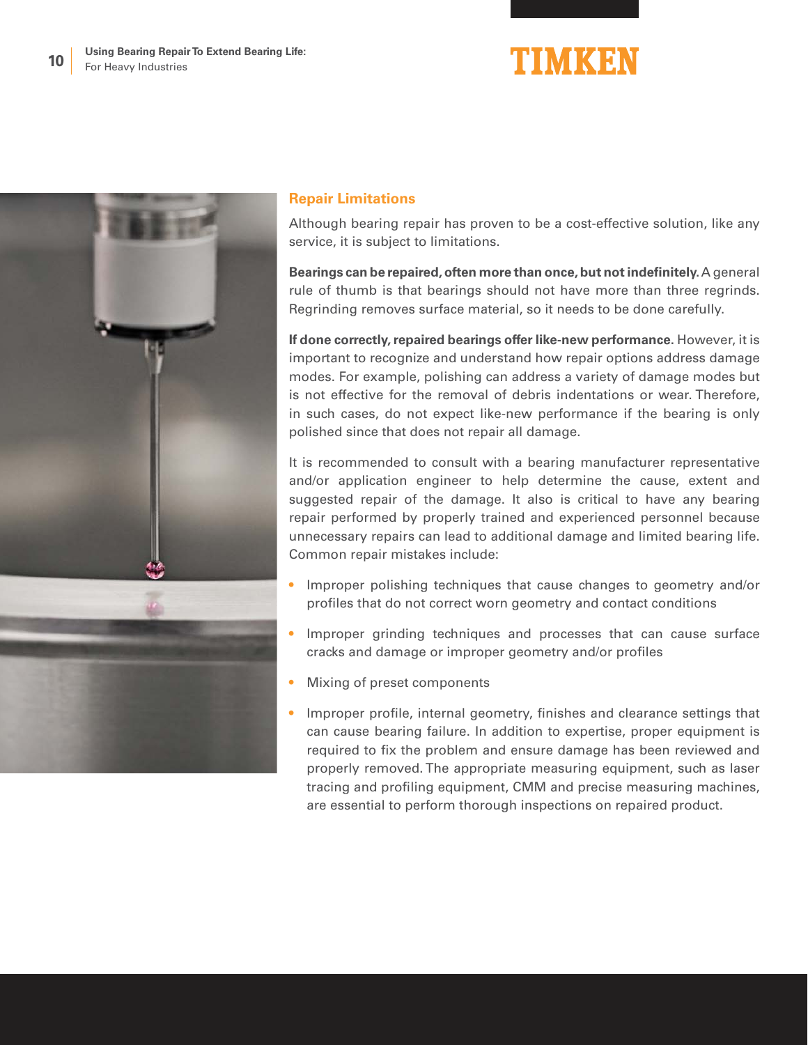## Repair Limitations

Although bearing repair has proven to be a cost-effective solution, like any service, it is subject to limitations.

**Bearings can be repaired, often more than once, but not indefinitely.** A general rule of thumb is that bearings should not have more than three regrinds. Regrinding removes surface material, so it needs to be done carefully.

**If done correctly, repaired bearings offer like-new performance.** However, it is important to recognize and understand how repair options address damage modes. For example, polishing can address a variety of damage modes but is not effective for the removal of debris indentations or wear. Therefore, in such cases, do not expect like-new performance if the bearing is only polished since that does not repair all damage.

It is recommended to consult with a bearing manufacturer representative and/or application engineer to help determine the cause, extent and suggested repair of the damage. It also is critical to have any bearing repair performed by properly trained and experienced personnel because unnecessary repairs can lead to additional damage and limited bearing life. Common repair mistakes include:

- Improper polishing techniques that cause changes to geometry and/or profiles that do not correct worn geometry and contact conditions
- Improper grinding techniques and processes that can cause surface cracks and damage or improper geometry and/or profiles
- Mixing of preset components
- Improper profile, internal geometry, finishes and clearance settings that can cause bearing failure. In addition to expertise, proper equipment is required to fix the problem and ensure damage has been reviewed and properly removed. The appropriate measuring equipment, such as laser tracing and profiling equipment, CMM and precise measuring machines, are essential to perform thorough inspections on repaired product.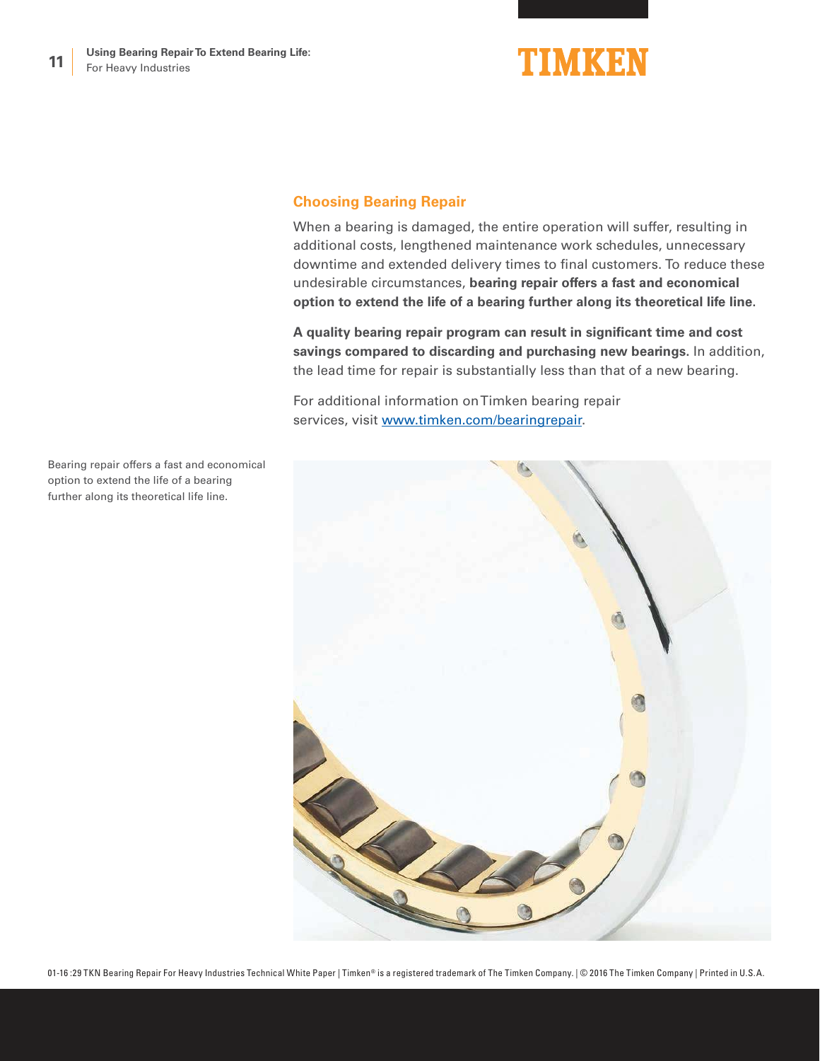## Choosing Bearing Repair

When a bearing is damaged, the entire operation will suffer, resulting in additional costs, lengthened maintenance work schedules, unnecessary downtime and extended delivery times to final customers. To reduce these undesirable circumstances, **bearing repair offers a fast and economical option to extend the life of a bearing further along its theoretical life line.**

**A quality bearing repair program can result in significant time and cost savings compared to discarding and purchasing new bearings**. In addition, the lead time for repair is substantially less than that of a new bearing.

For additional information on Timken bearing repair services, visit www.timken.com/bearingrepair.

Bearing repair offers a fast and economical option to extend the life of a bearing further along its theoretical life line.

01-16 :29 TKN Bearing Repair For Heavy Industries Technical White Paper | Timken® is a registered trademark of The Timken Company. | © 2016 The Timken Company | Printed in U.S.A.